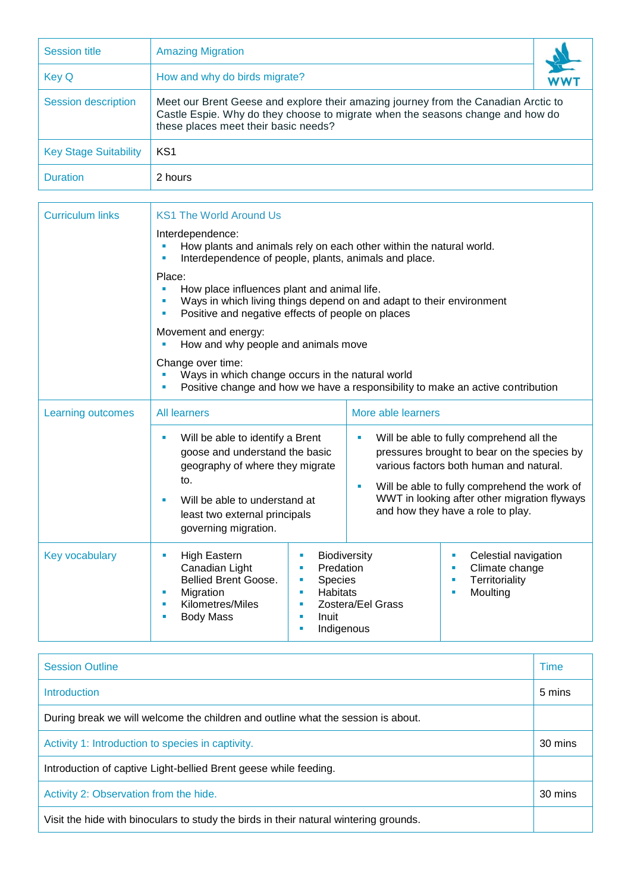| Session title | Amazing Migration |
|---|---|
| Key Q | How and why do birds migrate? |
| Session description | Meet our Brent Geese and explore their amazing journey from the Canadian Arctic to Castle Espie. Why do they choose to migrate when the seasons change and how do these places meet their basic needs? |
| Key Stage Suitability | KS1 |
| Duration | 2 hours |

**Curriculum links**

KS1 The World Around Us

Interdependence:
- How plants and animals rely on each other within the natural world.
- Interdependence of people, plants, animals and place.

Place:
- How place influences plant and animal life.
- Ways in which living things depend on and adapt to their environment
- Positive and negative effects of people on places

Movement and energy:
- How and why people and animals move

Change over time:
- Ways in which change occurs in the natural world
- Positive change and how we have a responsibility to make an active contribution

**Learning outcomes**

| All learners | More able learners |
|---|---|
| • Will be able to identify a Brent goose and understand the basic geography of where they migrate to.<br>• Will be able to understand at least two external principals governing migration. | • Will be able to fully comprehend all the pressures brought to bear on the species by various factors both human and natural.<br>• Will be able to fully comprehend the work of WWT in looking after other migration flyways and how they have a role to play. |

**Key vocabulary**

| | | |
|---|---|---|
| • High Eastern Canadian Light Bellied Brent Goose.<br>• Migration<br>• Kilometres/Miles<br>• Body Mass | • Biodiversity<br>• Predation<br>• Species<br>• Habitats<br>• Zostera/Eel Grass<br>• Inuit<br>• Indigenous | • Celestial navigation<br>• Climate change<br>• Territoriality<br>• Moulting |

| Session Outline | Time |
|---|---|
| Introduction | 5 mins |
| During break we will welcome the children and outline what the session is about. | |
| Activity 1: Introduction to species in captivity. | 30 mins |
| Introduction of captive Light-bellied Brent geese while feeding. | |
| Activity 2: Observation from the hide. | 30 mins |
| Visit the hide with binoculars to study the birds in their natural wintering grounds. | |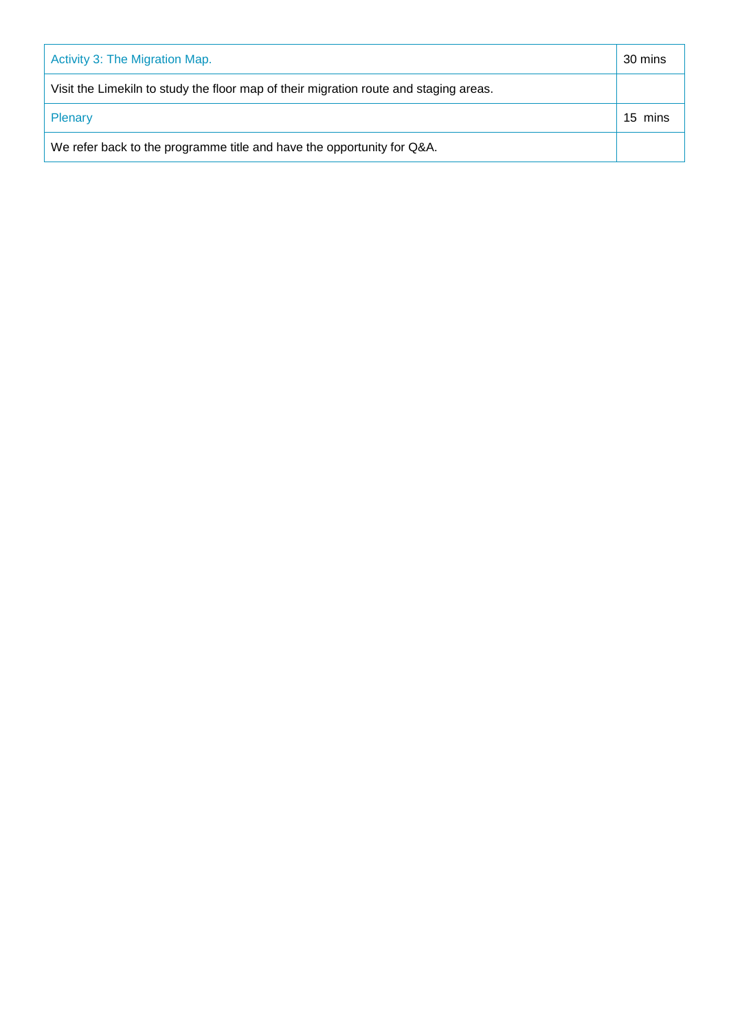| | |
|---|---|
| Activity 3: The Migration Map. | 30 mins |
| Visit the Limekiln to study the floor map of their migration route and staging areas. | |
| Plenary | 15 mins |
| We refer back to the programme title and have the opportunity for Q&A. | |